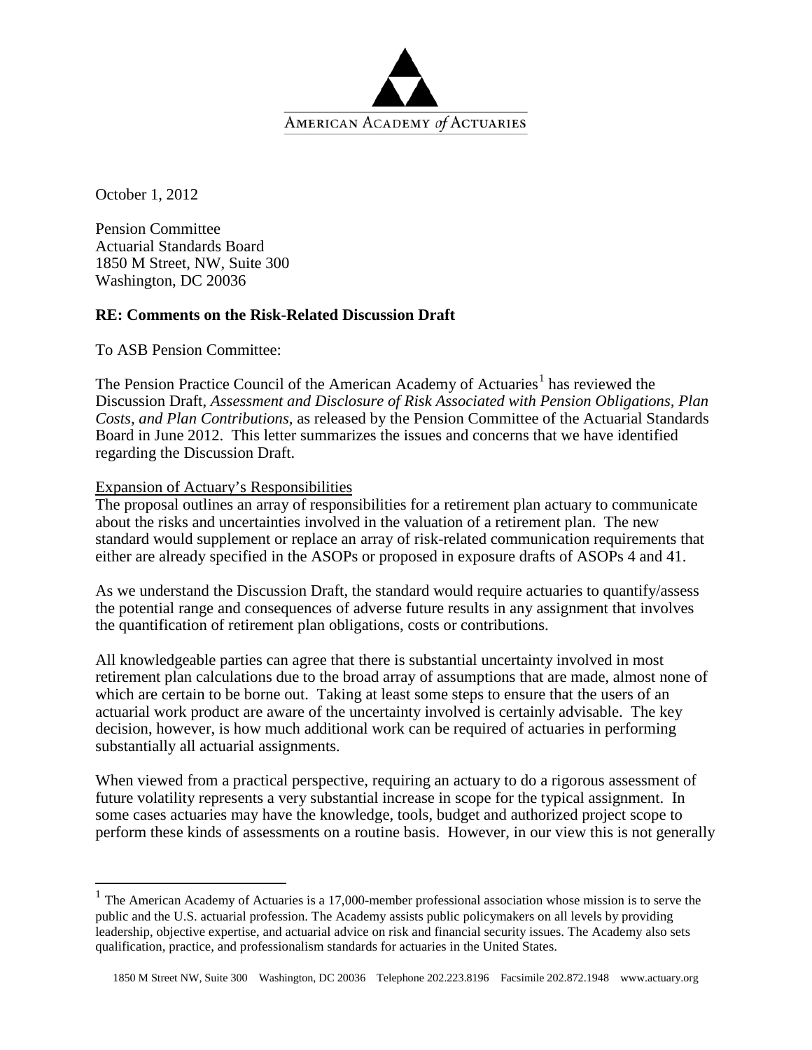AMERICAN ACADEMY *of* ACTUARIES

October 1, 2012

Pension Committee
Actuarial Standards Board
1850 M Street, NW, Suite 300
Washington, DC 20036

**RE: Comments on the Risk-Related Discussion Draft**

To ASB Pension Committee:

The Pension Practice Council of the American Academy of Actuaries[1] has reviewed the Discussion Draft, *Assessment and Disclosure of Risk Associated with Pension Obligations, Plan Costs, and Plan Contributions,* as released by the Pension Committee of the Actuarial Standards Board in June 2012. This letter summarizes the issues and concerns that we have identified regarding the Discussion Draft.

Expansion of Actuary's Responsibilities

The proposal outlines an array of responsibilities for a retirement plan actuary to communicate about the risks and uncertainties involved in the valuation of a retirement plan. The new standard would supplement or replace an array of risk-related communication requirements that either are already specified in the ASOPs or proposed in exposure drafts of ASOPs 4 and 41.

As we understand the Discussion Draft, the standard would require actuaries to quantify/assess the potential range and consequences of adverse future results in any assignment that involves the quantification of retirement plan obligations, costs or contributions.

All knowledgeable parties can agree that there is substantial uncertainty involved in most retirement plan calculations due to the broad array of assumptions that are made, almost none of which are certain to be borne out. Taking at least some steps to ensure that the users of an actuarial work product are aware of the uncertainty involved is certainly advisable. The key decision, however, is how much additional work can be required of actuaries in performing substantially all actuarial assignments.

When viewed from a practical perspective, requiring an actuary to do a rigorous assessment of future volatility represents a very substantial increase in scope for the typical assignment. In some cases actuaries may have the knowledge, tools, budget and authorized project scope to perform these kinds of assessments on a routine basis. However, in our view this is not generally

[1] The American Academy of Actuaries is a 17,000-member professional association whose mission is to serve the public and the U.S. actuarial profession. The Academy assists public policymakers on all levels by providing leadership, objective expertise, and actuarial advice on risk and financial security issues. The Academy also sets qualification, practice, and professionalism standards for actuaries in the United States.

1850 M Street NW, Suite 300 Washington, DC 20036 Telephone 202.223.8196 Facsimile 202.872.1948 www.actuary.org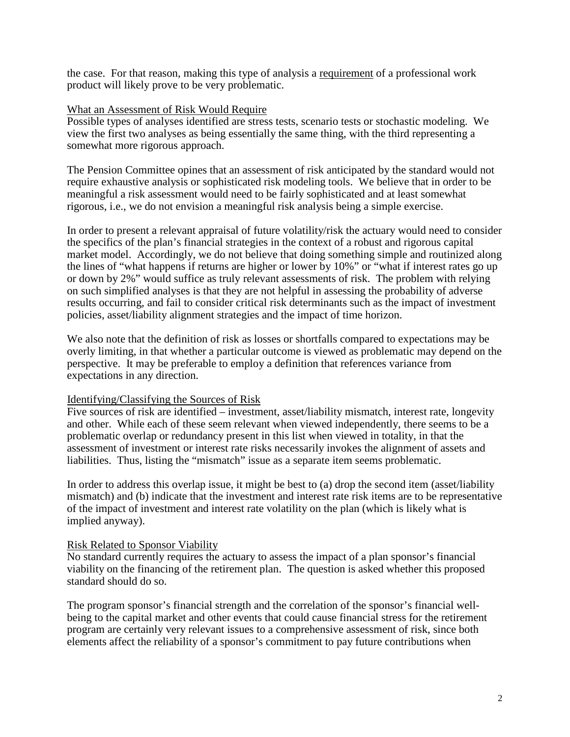the case. For that reason, making this type of analysis a <u>requirement</u> of a professional work product will likely prove to be very problematic.

<u>What an Assessment of Risk Would Require</u>
Possible types of analyses identified are stress tests, scenario tests or stochastic modeling. We view the first two analyses as being essentially the same thing, with the third representing a somewhat more rigorous approach.

The Pension Committee opines that an assessment of risk anticipated by the standard would not require exhaustive analysis or sophisticated risk modeling tools. We believe that in order to be meaningful a risk assessment would need to be fairly sophisticated and at least somewhat rigorous, i.e., we do not envision a meaningful risk analysis being a simple exercise.

In order to present a relevant appraisal of future volatility/risk the actuary would need to consider the specifics of the plan's financial strategies in the context of a robust and rigorous capital market model. Accordingly, we do not believe that doing something simple and routinized along the lines of "what happens if returns are higher or lower by 10%" or "what if interest rates go up or down by 2%" would suffice as truly relevant assessments of risk. The problem with relying on such simplified analyses is that they are not helpful in assessing the probability of adverse results occurring, and fail to consider critical risk determinants such as the impact of investment policies, asset/liability alignment strategies and the impact of time horizon.

We also note that the definition of risk as losses or shortfalls compared to expectations may be overly limiting, in that whether a particular outcome is viewed as problematic may depend on the perspective. It may be preferable to employ a definition that references variance from expectations in any direction.

<u>Identifying/Classifying the Sources of Risk</u>
Five sources of risk are identified – investment, asset/liability mismatch, interest rate, longevity and other. While each of these seem relevant when viewed independently, there seems to be a problematic overlap or redundancy present in this list when viewed in totality, in that the assessment of investment or interest rate risks necessarily invokes the alignment of assets and liabilities. Thus, listing the "mismatch" issue as a separate item seems problematic.

In order to address this overlap issue, it might be best to (a) drop the second item (asset/liability mismatch) and (b) indicate that the investment and interest rate risk items are to be representative of the impact of investment and interest rate volatility on the plan (which is likely what is implied anyway).

<u>Risk Related to Sponsor Viability</u>
No standard currently requires the actuary to assess the impact of a plan sponsor's financial viability on the financing of the retirement plan. The question is asked whether this proposed standard should do so.

The program sponsor's financial strength and the correlation of the sponsor's financial well-being to the capital market and other events that could cause financial stress for the retirement program are certainly very relevant issues to a comprehensive assessment of risk, since both elements affect the reliability of a sponsor's commitment to pay future contributions when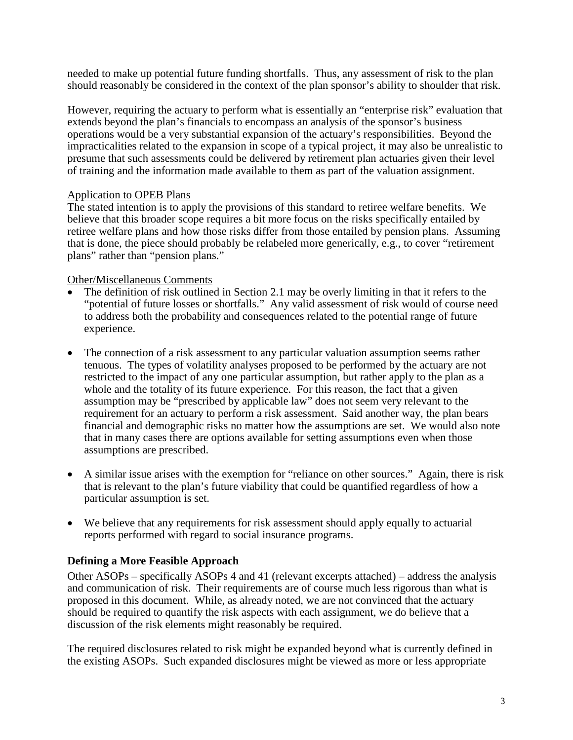needed to make up potential future funding shortfalls. Thus, any assessment of risk to the plan should reasonably be considered in the context of the plan sponsor's ability to shoulder that risk.

However, requiring the actuary to perform what is essentially an "enterprise risk" evaluation that extends beyond the plan's financials to encompass an analysis of the sponsor's business operations would be a very substantial expansion of the actuary's responsibilities. Beyond the impracticalities related to the expansion in scope of a typical project, it may also be unrealistic to presume that such assessments could be delivered by retirement plan actuaries given their level of training and the information made available to them as part of the valuation assignment.

Application to OPEB Plans

The stated intention is to apply the provisions of this standard to retiree welfare benefits. We believe that this broader scope requires a bit more focus on the risks specifically entailed by retiree welfare plans and how those risks differ from those entailed by pension plans. Assuming that is done, the piece should probably be relabeled more generically, e.g., to cover "retirement plans" rather than "pension plans."

Other/Miscellaneous Comments

- The definition of risk outlined in Section 2.1 may be overly limiting in that it refers to the "potential of future losses or shortfalls." Any valid assessment of risk would of course need to address both the probability and consequences related to the potential range of future experience.

- The connection of a risk assessment to any particular valuation assumption seems rather tenuous. The types of volatility analyses proposed to be performed by the actuary are not restricted to the impact of any one particular assumption, but rather apply to the plan as a whole and the totality of its future experience. For this reason, the fact that a given assumption may be "prescribed by applicable law" does not seem very relevant to the requirement for an actuary to perform a risk assessment. Said another way, the plan bears financial and demographic risks no matter how the assumptions are set. We would also note that in many cases there are options available for setting assumptions even when those assumptions are prescribed.

- A similar issue arises with the exemption for "reliance on other sources." Again, there is risk that is relevant to the plan's future viability that could be quantified regardless of how a particular assumption is set.

- We believe that any requirements for risk assessment should apply equally to actuarial reports performed with regard to social insurance programs.

## Defining a More Feasible Approach

Other ASOPs – specifically ASOPs 4 and 41 (relevant excerpts attached) – address the analysis and communication of risk. Their requirements are of course much less rigorous than what is proposed in this document. While, as already noted, we are not convinced that the actuary should be required to quantify the risk aspects with each assignment, we do believe that a discussion of the risk elements might reasonably be required.

The required disclosures related to risk might be expanded beyond what is currently defined in the existing ASOPs. Such expanded disclosures might be viewed as more or less appropriate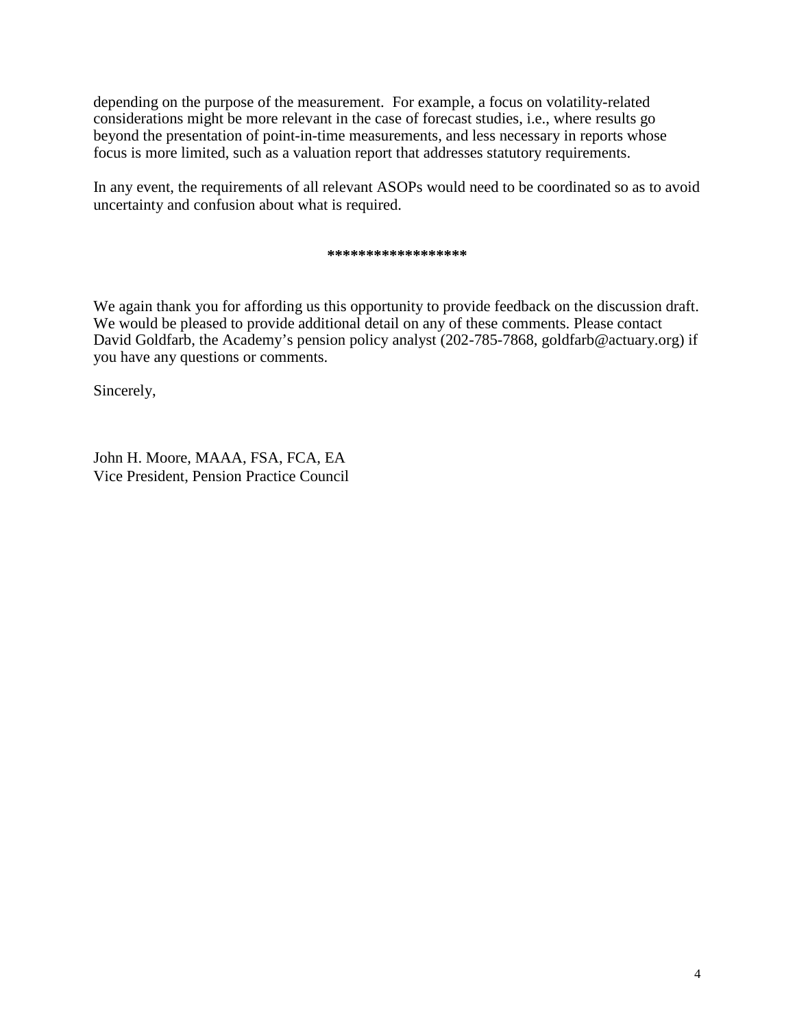depending on the purpose of the measurement. For example, a focus on volatility-related considerations might be more relevant in the case of forecast studies, i.e., where results go beyond the presentation of point-in-time measurements, and less necessary in reports whose focus is more limited, such as a valuation report that addresses statutory requirements.

In any event, the requirements of all relevant ASOPs would need to be coordinated so as to avoid uncertainty and confusion about what is required.

*****************

We again thank you for affording us this opportunity to provide feedback on the discussion draft. We would be pleased to provide additional detail on any of these comments. Please contact David Goldfarb, the Academy's pension policy analyst (202-785-7868, goldfarb@actuary.org) if you have any questions or comments.

Sincerely,

John H. Moore, MAAA, FSA, FCA, EA
Vice President, Pension Practice Council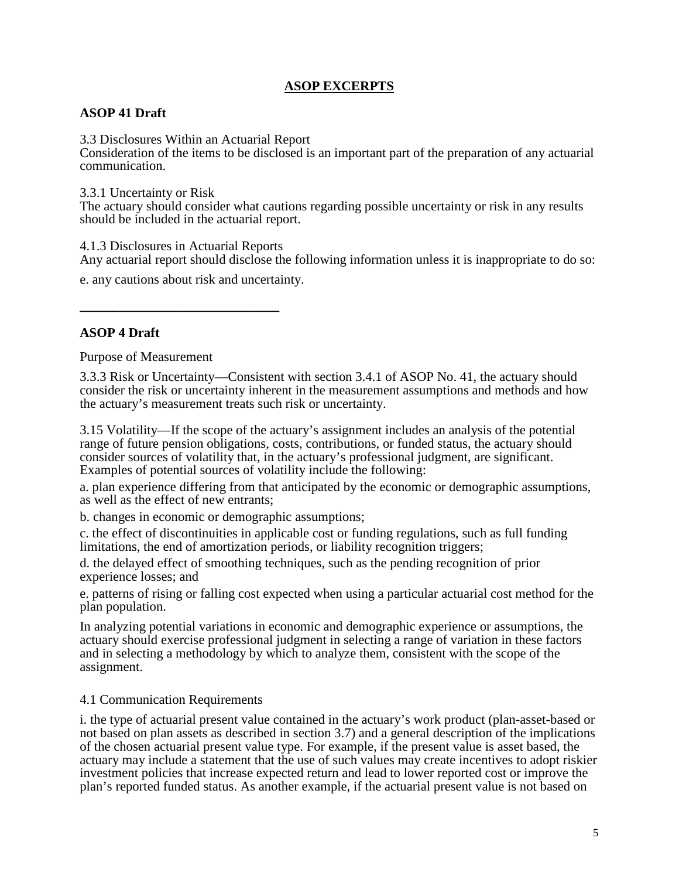## ASOP EXCERPTS

### ASOP 41 Draft

3.3 Disclosures Within an Actuarial Report
Consideration of the items to be disclosed is an important part of the preparation of any actuarial communication.

3.3.1 Uncertainty or Risk
The actuary should consider what cautions regarding possible uncertainty or risk in any results should be included in the actuarial report.

4.1.3 Disclosures in Actuarial Reports
Any actuarial report should disclose the following information unless it is inappropriate to do so:

e. any cautions about risk and uncertainty.

---

### ASOP 4 Draft

Purpose of Measurement

3.3.3 Risk or Uncertainty—Consistent with section 3.4.1 of ASOP No. 41, the actuary should consider the risk or uncertainty inherent in the measurement assumptions and methods and how the actuary's measurement treats such risk or uncertainty.

3.15 Volatility—If the scope of the actuary's assignment includes an analysis of the potential range of future pension obligations, costs, contributions, or funded status, the actuary should consider sources of volatility that, in the actuary's professional judgment, are significant. Examples of potential sources of volatility include the following:

a. plan experience differing from that anticipated by the economic or demographic assumptions, as well as the effect of new entrants;

b. changes in economic or demographic assumptions;

c. the effect of discontinuities in applicable cost or funding regulations, such as full funding limitations, the end of amortization periods, or liability recognition triggers;

d. the delayed effect of smoothing techniques, such as the pending recognition of prior experience losses; and

e. patterns of rising or falling cost expected when using a particular actuarial cost method for the plan population.

In analyzing potential variations in economic and demographic experience or assumptions, the actuary should exercise professional judgment in selecting a range of variation in these factors and in selecting a methodology by which to analyze them, consistent with the scope of the assignment.

4.1 Communication Requirements

i. the type of actuarial present value contained in the actuary's work product (plan-asset-based or not based on plan assets as described in section 3.7) and a general description of the implications of the chosen actuarial present value type. For example, if the present value is asset based, the actuary may include a statement that the use of such values may create incentives to adopt riskier investment policies that increase expected return and lead to lower reported cost or improve the plan's reported funded status. As another example, if the actuarial present value is not based on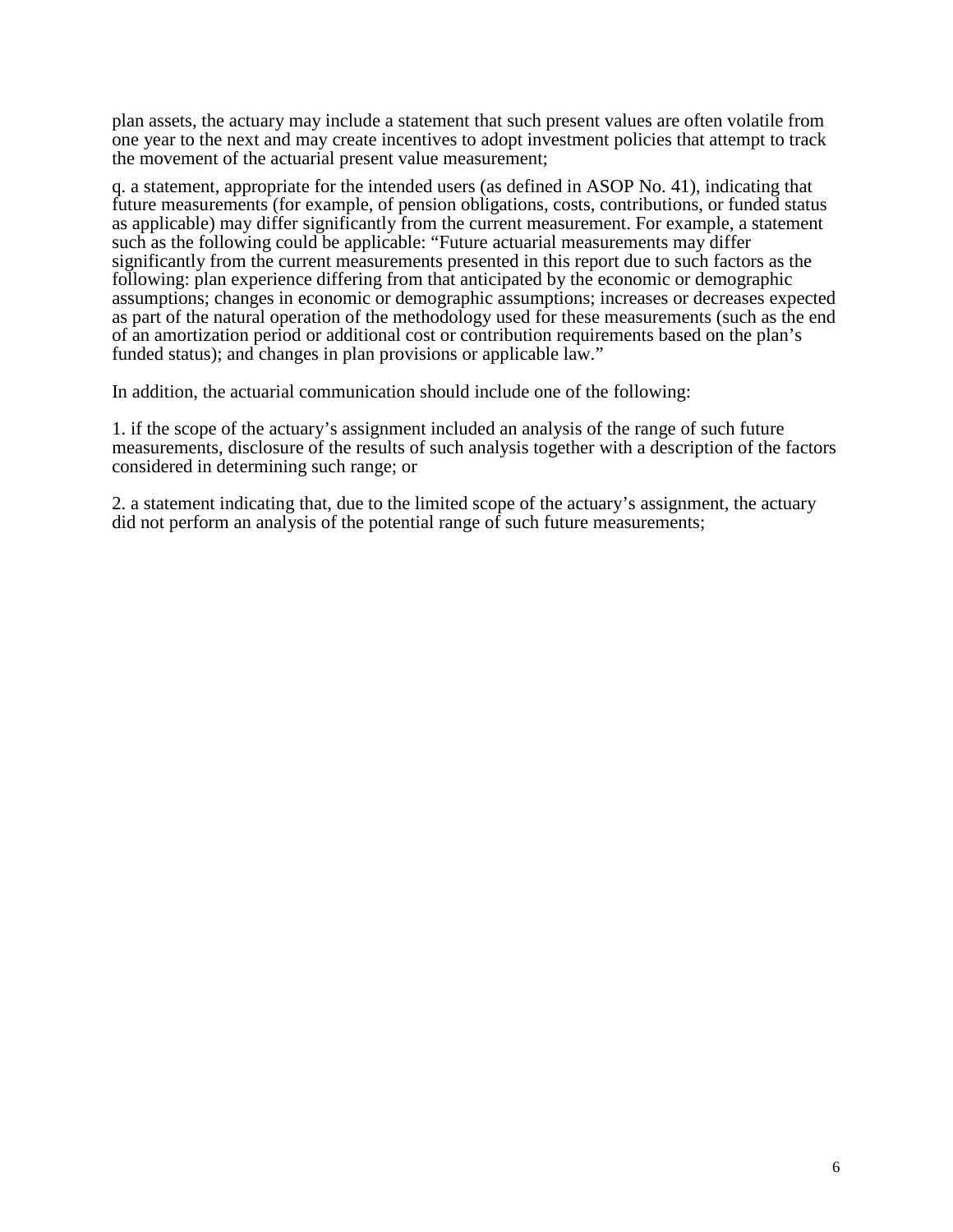plan assets, the actuary may include a statement that such present values are often volatile from one year to the next and may create incentives to adopt investment policies that attempt to track the movement of the actuarial present value measurement;

q. a statement, appropriate for the intended users (as defined in ASOP No. 41), indicating that future measurements (for example, of pension obligations, costs, contributions, or funded status as applicable) may differ significantly from the current measurement. For example, a statement such as the following could be applicable: "Future actuarial measurements may differ significantly from the current measurements presented in this report due to such factors as the following: plan experience differing from that anticipated by the economic or demographic assumptions; changes in economic or demographic assumptions; increases or decreases expected as part of the natural operation of the methodology used for these measurements (such as the end of an amortization period or additional cost or contribution requirements based on the plan's funded status); and changes in plan provisions or applicable law."

In addition, the actuarial communication should include one of the following:

1. if the scope of the actuary's assignment included an analysis of the range of such future measurements, disclosure of the results of such analysis together with a description of the factors considered in determining such range; or

2. a statement indicating that, due to the limited scope of the actuary's assignment, the actuary did not perform an analysis of the potential range of such future measurements;